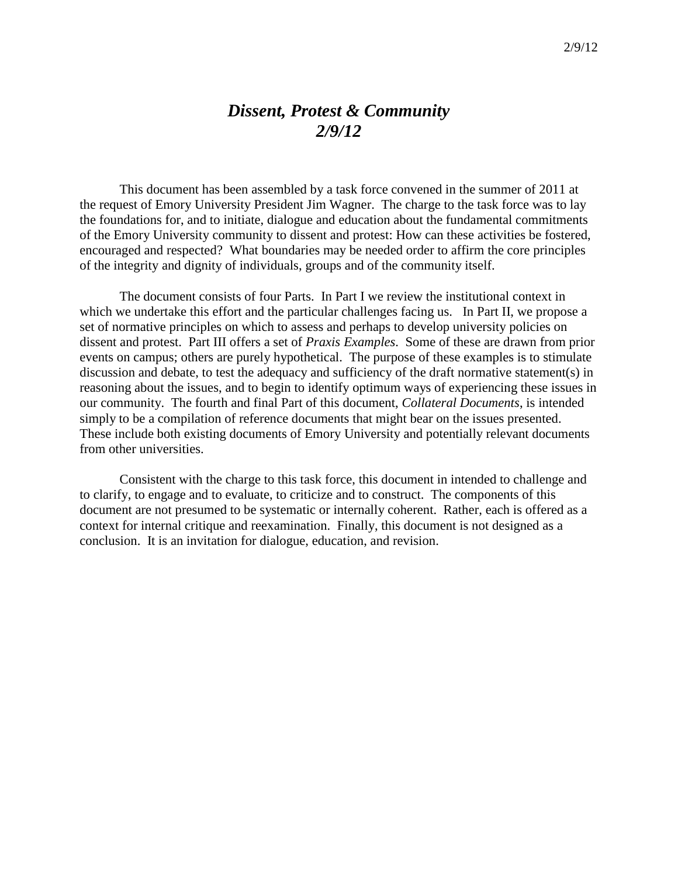# *Dissent, Protest & Community*
# *2/9/12*

This document has been assembled by a task force convened in the summer of 2011 at the request of Emory University President Jim Wagner. The charge to the task force was to lay the foundations for, and to initiate, dialogue and education about the fundamental commitments of the Emory University community to dissent and protest: How can these activities be fostered, encouraged and respected? What boundaries may be needed order to affirm the core principles of the integrity and dignity of individuals, groups and of the community itself.

The document consists of four Parts. In Part I we review the institutional context in which we undertake this effort and the particular challenges facing us. In Part II, we propose a set of normative principles on which to assess and perhaps to develop university policies on dissent and protest. Part III offers a set of *Praxis Examples*. Some of these are drawn from prior events on campus; others are purely hypothetical. The purpose of these examples is to stimulate discussion and debate, to test the adequacy and sufficiency of the draft normative statement(s) in reasoning about the issues, and to begin to identify optimum ways of experiencing these issues in our community. The fourth and final Part of this document, *Collateral Documents*, is intended simply to be a compilation of reference documents that might bear on the issues presented. These include both existing documents of Emory University and potentially relevant documents from other universities.

Consistent with the charge to this task force, this document in intended to challenge and to clarify, to engage and to evaluate, to criticize and to construct. The components of this document are not presumed to be systematic or internally coherent. Rather, each is offered as a context for internal critique and reexamination. Finally, this document is not designed as a conclusion. It is an invitation for dialogue, education, and revision.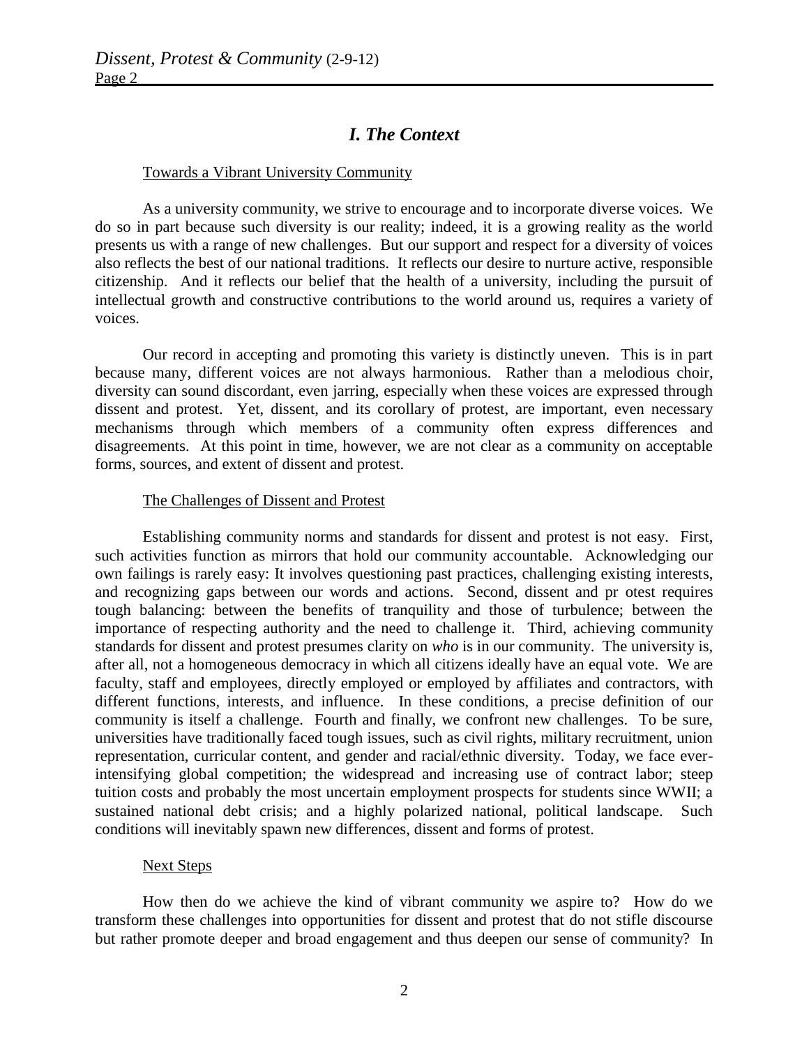## *I. The Context*

Towards a Vibrant University Community

As a university community, we strive to encourage and to incorporate diverse voices. We do so in part because such diversity is our reality; indeed, it is a growing reality as the world presents us with a range of new challenges. But our support and respect for a diversity of voices also reflects the best of our national traditions. It reflects our desire to nurture active, responsible citizenship. And it reflects our belief that the health of a university, including the pursuit of intellectual growth and constructive contributions to the world around us, requires a variety of voices.

Our record in accepting and promoting this variety is distinctly uneven. This is in part because many, different voices are not always harmonious. Rather than a melodious choir, diversity can sound discordant, even jarring, especially when these voices are expressed through dissent and protest. Yet, dissent, and its corollary of protest, are important, even necessary mechanisms through which members of a community often express differences and disagreements. At this point in time, however, we are not clear as a community on acceptable forms, sources, and extent of dissent and protest.

The Challenges of Dissent and Protest

Establishing community norms and standards for dissent and protest is not easy. First, such activities function as mirrors that hold our community accountable. Acknowledging our own failings is rarely easy: It involves questioning past practices, challenging existing interests, and recognizing gaps between our words and actions. Second, dissent and pr otest requires tough balancing: between the benefits of tranquility and those of turbulence; between the importance of respecting authority and the need to challenge it. Third, achieving community standards for dissent and protest presumes clarity on *who* is in our community. The university is, after all, not a homogeneous democracy in which all citizens ideally have an equal vote. We are faculty, staff and employees, directly employed or employed by affiliates and contractors, with different functions, interests, and influence. In these conditions, a precise definition of our community is itself a challenge. Fourth and finally, we confront new challenges. To be sure, universities have traditionally faced tough issues, such as civil rights, military recruitment, union representation, curricular content, and gender and racial/ethnic diversity. Today, we face ever-intensifying global competition; the widespread and increasing use of contract labor; steep tuition costs and probably the most uncertain employment prospects for students since WWII; a sustained national debt crisis; and a highly polarized national, political landscape. Such conditions will inevitably spawn new differences, dissent and forms of protest.

Next Steps

How then do we achieve the kind of vibrant community we aspire to? How do we transform these challenges into opportunities for dissent and protest that do not stifle discourse but rather promote deeper and broad engagement and thus deepen our sense of community? In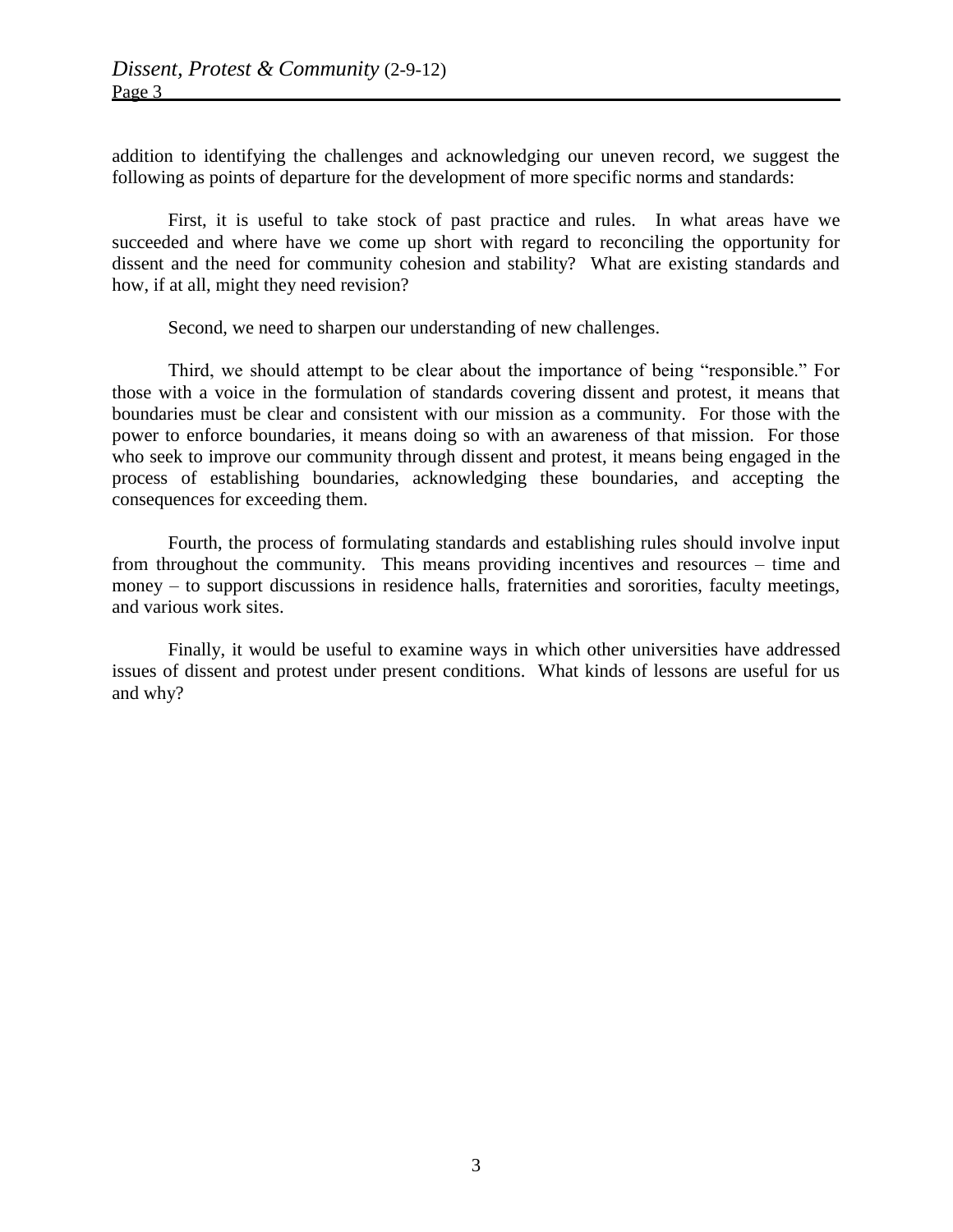addition to identifying the challenges and acknowledging our uneven record, we suggest the following as points of departure for the development of more specific norms and standards:

First, it is useful to take stock of past practice and rules. In what areas have we succeeded and where have we come up short with regard to reconciling the opportunity for dissent and the need for community cohesion and stability? What are existing standards and how, if at all, might they need revision?

Second, we need to sharpen our understanding of new challenges.

Third, we should attempt to be clear about the importance of being "responsible." For those with a voice in the formulation of standards covering dissent and protest, it means that boundaries must be clear and consistent with our mission as a community. For those with the power to enforce boundaries, it means doing so with an awareness of that mission. For those who seek to improve our community through dissent and protest, it means being engaged in the process of establishing boundaries, acknowledging these boundaries, and accepting the consequences for exceeding them.

Fourth, the process of formulating standards and establishing rules should involve input from throughout the community. This means providing incentives and resources – time and money – to support discussions in residence halls, fraternities and sororities, faculty meetings, and various work sites.

Finally, it would be useful to examine ways in which other universities have addressed issues of dissent and protest under present conditions. What kinds of lessons are useful for us and why?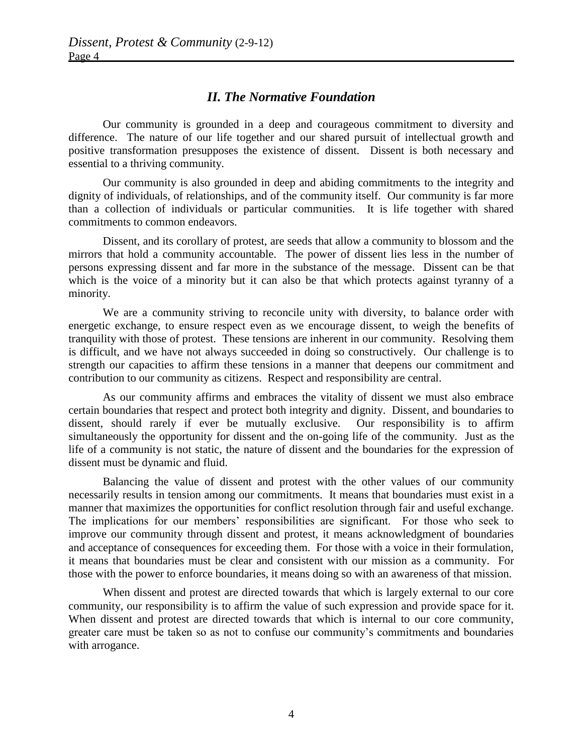## *II. The Normative Foundation*

Our community is grounded in a deep and courageous commitment to diversity and difference. The nature of our life together and our shared pursuit of intellectual growth and positive transformation presupposes the existence of dissent. Dissent is both necessary and essential to a thriving community.

Our community is also grounded in deep and abiding commitments to the integrity and dignity of individuals, of relationships, and of the community itself. Our community is far more than a collection of individuals or particular communities. It is life together with shared commitments to common endeavors.

Dissent, and its corollary of protest, are seeds that allow a community to blossom and the mirrors that hold a community accountable. The power of dissent lies less in the number of persons expressing dissent and far more in the substance of the message. Dissent can be that which is the voice of a minority but it can also be that which protects against tyranny of a minority.

We are a community striving to reconcile unity with diversity, to balance order with energetic exchange, to ensure respect even as we encourage dissent, to weigh the benefits of tranquility with those of protest. These tensions are inherent in our community. Resolving them is difficult, and we have not always succeeded in doing so constructively. Our challenge is to strength our capacities to affirm these tensions in a manner that deepens our commitment and contribution to our community as citizens. Respect and responsibility are central.

As our community affirms and embraces the vitality of dissent we must also embrace certain boundaries that respect and protect both integrity and dignity. Dissent, and boundaries to dissent, should rarely if ever be mutually exclusive. Our responsibility is to affirm simultaneously the opportunity for dissent and the on-going life of the community. Just as the life of a community is not static, the nature of dissent and the boundaries for the expression of dissent must be dynamic and fluid.

Balancing the value of dissent and protest with the other values of our community necessarily results in tension among our commitments. It means that boundaries must exist in a manner that maximizes the opportunities for conflict resolution through fair and useful exchange. The implications for our members' responsibilities are significant. For those who seek to improve our community through dissent and protest, it means acknowledgment of boundaries and acceptance of consequences for exceeding them. For those with a voice in their formulation, it means that boundaries must be clear and consistent with our mission as a community. For those with the power to enforce boundaries, it means doing so with an awareness of that mission.

When dissent and protest are directed towards that which is largely external to our core community, our responsibility is to affirm the value of such expression and provide space for it. When dissent and protest are directed towards that which is internal to our core community, greater care must be taken so as not to confuse our community's commitments and boundaries with arrogance.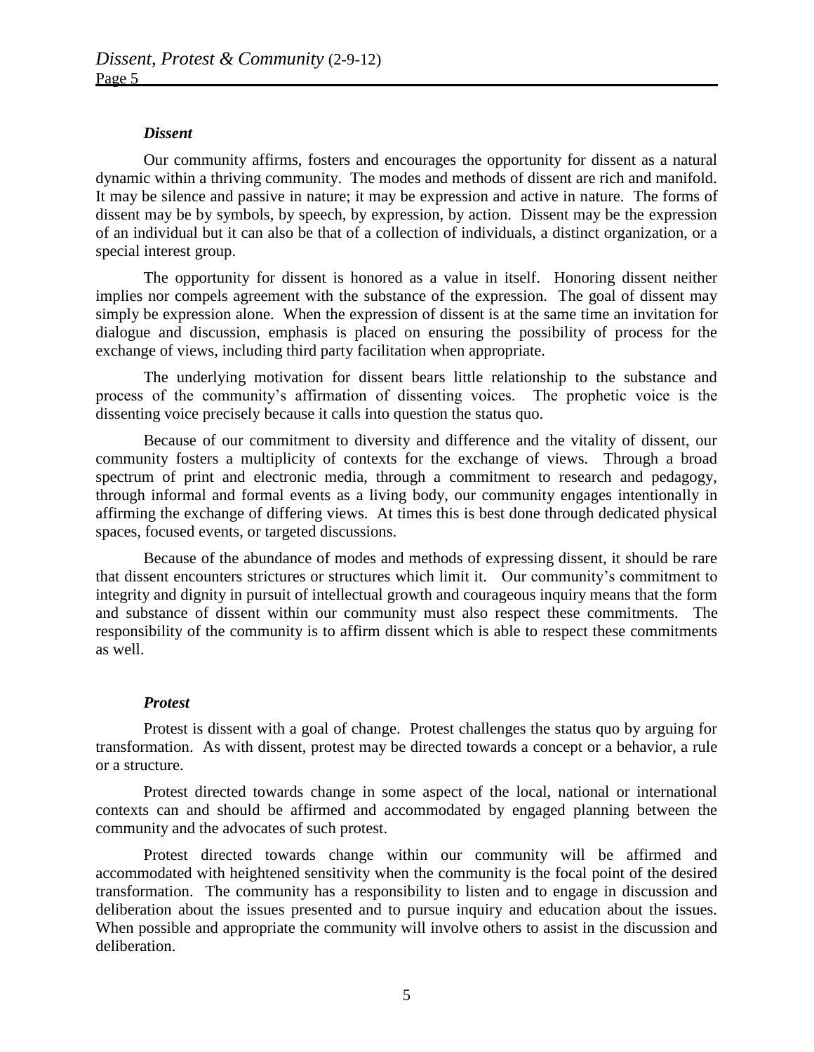### *Dissent*

Our community affirms, fosters and encourages the opportunity for dissent as a natural dynamic within a thriving community. The modes and methods of dissent are rich and manifold. It may be silence and passive in nature; it may be expression and active in nature. The forms of dissent may be by symbols, by speech, by expression, by action. Dissent may be the expression of an individual but it can also be that of a collection of individuals, a distinct organization, or a special interest group.

The opportunity for dissent is honored as a value in itself. Honoring dissent neither implies nor compels agreement with the substance of the expression. The goal of dissent may simply be expression alone. When the expression of dissent is at the same time an invitation for dialogue and discussion, emphasis is placed on ensuring the possibility of process for the exchange of views, including third party facilitation when appropriate.

The underlying motivation for dissent bears little relationship to the substance and process of the community's affirmation of dissenting voices. The prophetic voice is the dissenting voice precisely because it calls into question the status quo.

Because of our commitment to diversity and difference and the vitality of dissent, our community fosters a multiplicity of contexts for the exchange of views. Through a broad spectrum of print and electronic media, through a commitment to research and pedagogy, through informal and formal events as a living body, our community engages intentionally in affirming the exchange of differing views. At times this is best done through dedicated physical spaces, focused events, or targeted discussions.

Because of the abundance of modes and methods of expressing dissent, it should be rare that dissent encounters strictures or structures which limit it. Our community's commitment to integrity and dignity in pursuit of intellectual growth and courageous inquiry means that the form and substance of dissent within our community must also respect these commitments. The responsibility of the community is to affirm dissent which is able to respect these commitments as well.

### *Protest*

Protest is dissent with a goal of change. Protest challenges the status quo by arguing for transformation. As with dissent, protest may be directed towards a concept or a behavior, a rule or a structure.

Protest directed towards change in some aspect of the local, national or international contexts can and should be affirmed and accommodated by engaged planning between the community and the advocates of such protest.

Protest directed towards change within our community will be affirmed and accommodated with heightened sensitivity when the community is the focal point of the desired transformation. The community has a responsibility to listen and to engage in discussion and deliberation about the issues presented and to pursue inquiry and education about the issues. When possible and appropriate the community will involve others to assist in the discussion and deliberation.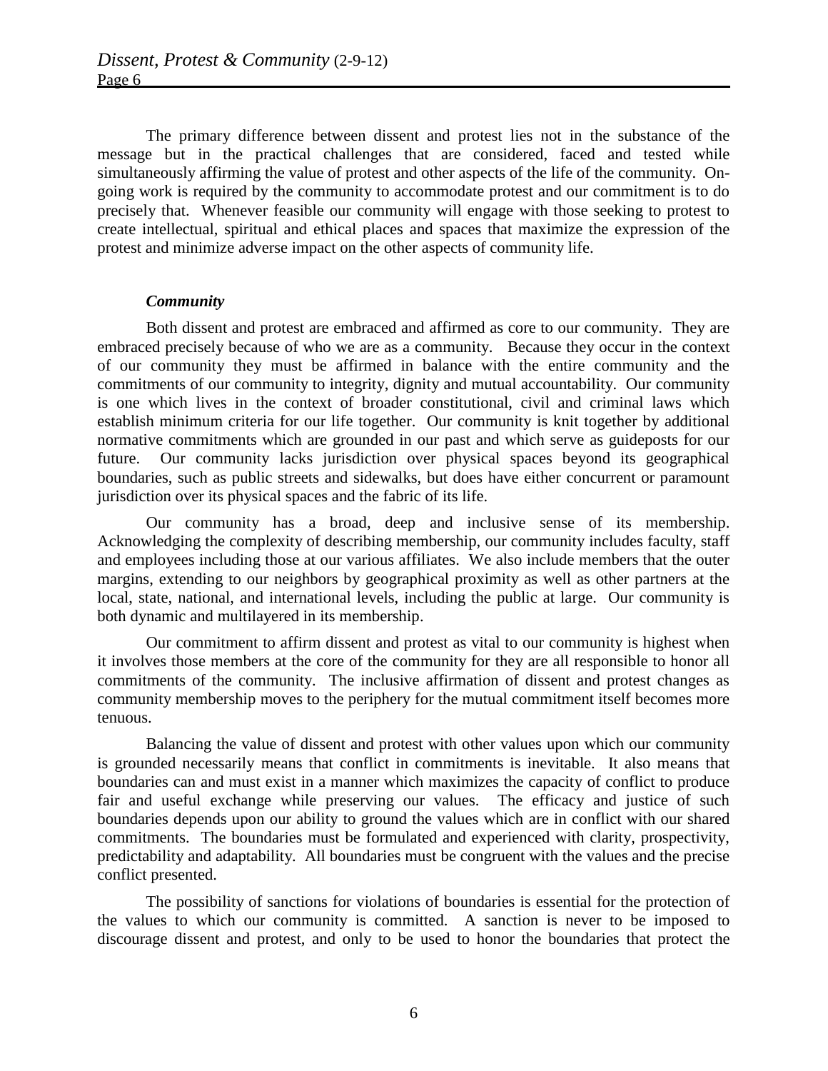The primary difference between dissent and protest lies not in the substance of the message but in the practical challenges that are considered, faced and tested while simultaneously affirming the value of protest and other aspects of the life of the community. On-going work is required by the community to accommodate protest and our commitment is to do precisely that. Whenever feasible our community will engage with those seeking to protest to create intellectual, spiritual and ethical places and spaces that maximize the expression of the protest and minimize adverse impact on the other aspects of community life.

### *Community*

Both dissent and protest are embraced and affirmed as core to our community. They are embraced precisely because of who we are as a community. Because they occur in the context of our community they must be affirmed in balance with the entire community and the commitments of our community to integrity, dignity and mutual accountability. Our community is one which lives in the context of broader constitutional, civil and criminal laws which establish minimum criteria for our life together. Our community is knit together by additional normative commitments which are grounded in our past and which serve as guideposts for our future. Our community lacks jurisdiction over physical spaces beyond its geographical boundaries, such as public streets and sidewalks, but does have either concurrent or paramount jurisdiction over its physical spaces and the fabric of its life.

Our community has a broad, deep and inclusive sense of its membership. Acknowledging the complexity of describing membership, our community includes faculty, staff and employees including those at our various affiliates. We also include members that the outer margins, extending to our neighbors by geographical proximity as well as other partners at the local, state, national, and international levels, including the public at large. Our community is both dynamic and multilayered in its membership.

Our commitment to affirm dissent and protest as vital to our community is highest when it involves those members at the core of the community for they are all responsible to honor all commitments of the community. The inclusive affirmation of dissent and protest changes as community membership moves to the periphery for the mutual commitment itself becomes more tenuous.

Balancing the value of dissent and protest with other values upon which our community is grounded necessarily means that conflict in commitments is inevitable. It also means that boundaries can and must exist in a manner which maximizes the capacity of conflict to produce fair and useful exchange while preserving our values. The efficacy and justice of such boundaries depends upon our ability to ground the values which are in conflict with our shared commitments. The boundaries must be formulated and experienced with clarity, prospectivity, predictability and adaptability. All boundaries must be congruent with the values and the precise conflict presented.

The possibility of sanctions for violations of boundaries is essential for the protection of the values to which our community is committed. A sanction is never to be imposed to discourage dissent and protest, and only to be used to honor the boundaries that protect the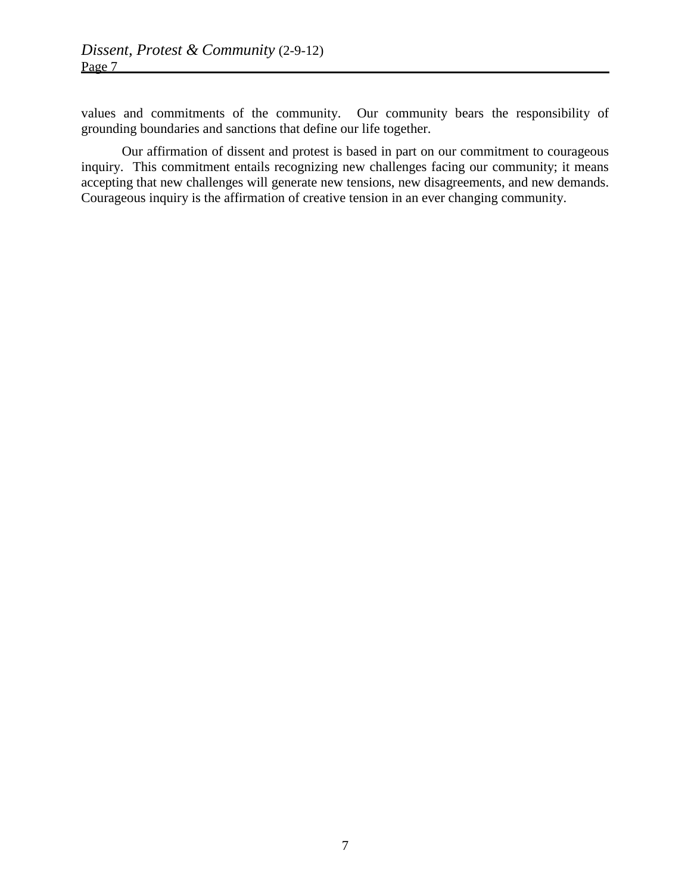values and commitments of the community. Our community bears the responsibility of grounding boundaries and sanctions that define our life together.

Our affirmation of dissent and protest is based in part on our commitment to courageous inquiry. This commitment entails recognizing new challenges facing our community; it means accepting that new challenges will generate new tensions, new disagreements, and new demands. Courageous inquiry is the affirmation of creative tension in an ever changing community.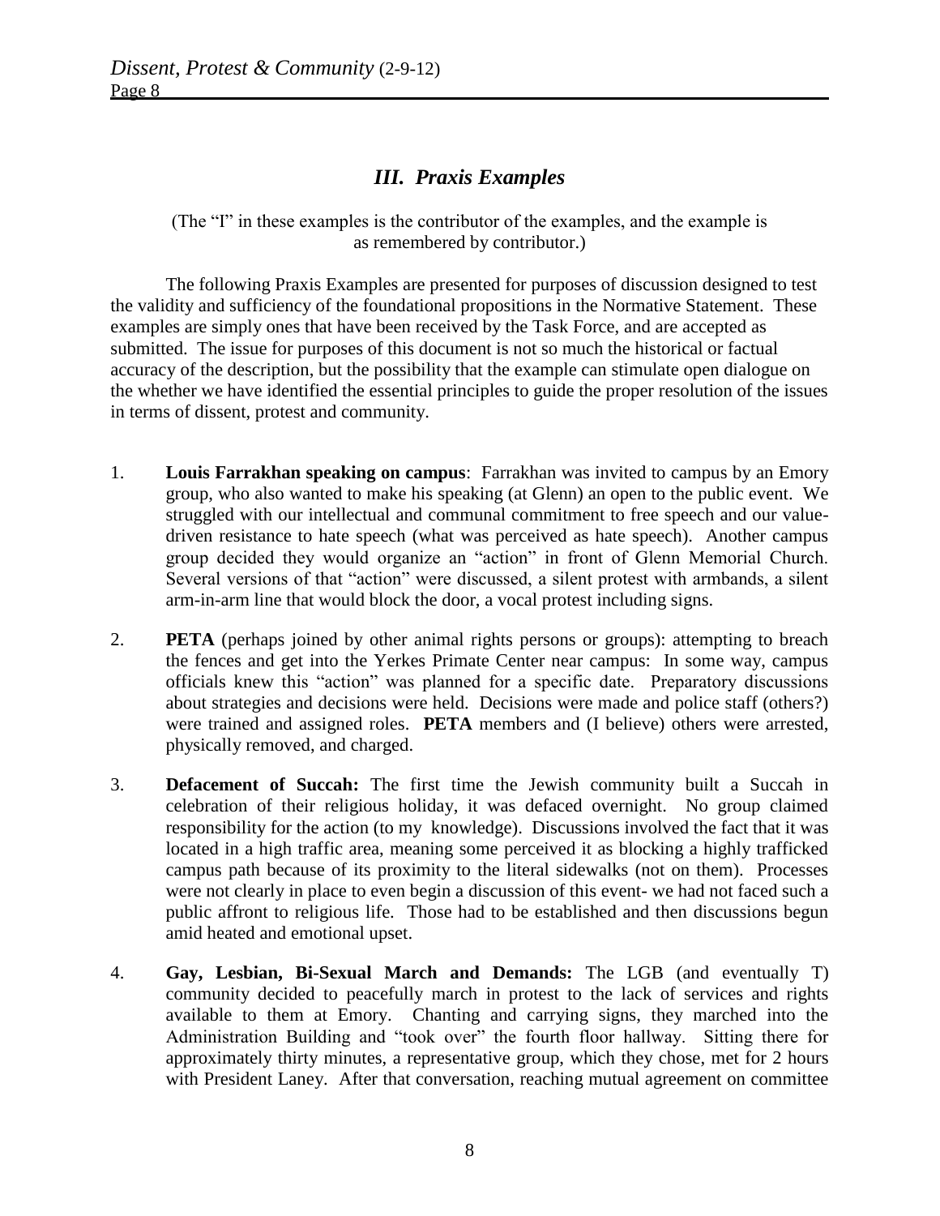## *III. Praxis Examples*

(The "I" in these examples is the contributor of the examples, and the example is as remembered by contributor.)

The following Praxis Examples are presented for purposes of discussion designed to test the validity and sufficiency of the foundational propositions in the Normative Statement. These examples are simply ones that have been received by the Task Force, and are accepted as submitted. The issue for purposes of this document is not so much the historical or factual accuracy of the description, but the possibility that the example can stimulate open dialogue on the whether we have identified the essential principles to guide the proper resolution of the issues in terms of dissent, protest and community.

1. **Louis Farrakhan speaking on campus**: Farrakhan was invited to campus by an Emory group, who also wanted to make his speaking (at Glenn) an open to the public event. We struggled with our intellectual and communal commitment to free speech and our value-driven resistance to hate speech (what was perceived as hate speech). Another campus group decided they would organize an "action" in front of Glenn Memorial Church. Several versions of that "action" were discussed, a silent protest with armbands, a silent arm-in-arm line that would block the door, a vocal protest including signs.

2. **PETA** (perhaps joined by other animal rights persons or groups): attempting to breach the fences and get into the Yerkes Primate Center near campus: In some way, campus officials knew this "action" was planned for a specific date. Preparatory discussions about strategies and decisions were held. Decisions were made and police staff (others?) were trained and assigned roles. **PETA** members and (I believe) others were arrested, physically removed, and charged.

3. **Defacement of Succah:** The first time the Jewish community built a Succah in celebration of their religious holiday, it was defaced overnight. No group claimed responsibility for the action (to my knowledge). Discussions involved the fact that it was located in a high traffic area, meaning some perceived it as blocking a highly trafficked campus path because of its proximity to the literal sidewalks (not on them). Processes were not clearly in place to even begin a discussion of this event- we had not faced such a public affront to religious life. Those had to be established and then discussions begun amid heated and emotional upset.

4. **Gay, Lesbian, Bi-Sexual March and Demands:** The LGB (and eventually T) community decided to peacefully march in protest to the lack of services and rights available to them at Emory. Chanting and carrying signs, they marched into the Administration Building and "took over" the fourth floor hallway. Sitting there for approximately thirty minutes, a representative group, which they chose, met for 2 hours with President Laney. After that conversation, reaching mutual agreement on committee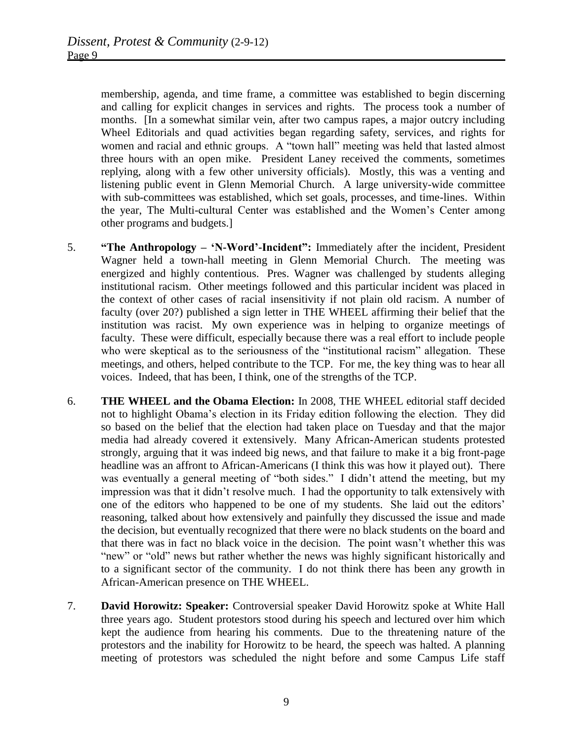membership, agenda, and time frame, a committee was established to begin discerning and calling for explicit changes in services and rights. The process took a number of months. [In a somewhat similar vein, after two campus rapes, a major outcry including Wheel Editorials and quad activities began regarding safety, services, and rights for women and racial and ethnic groups. A "town hall" meeting was held that lasted almost three hours with an open mike. President Laney received the comments, sometimes replying, along with a few other university officials). Mostly, this was a venting and listening public event in Glenn Memorial Church. A large university-wide committee with sub-committees was established, which set goals, processes, and time-lines. Within the year, The Multi-cultural Center was established and the Women's Center among other programs and budgets.]

5. **"The Anthropology – 'N-Word'-Incident":** Immediately after the incident, President Wagner held a town-hall meeting in Glenn Memorial Church. The meeting was energized and highly contentious. Pres. Wagner was challenged by students alleging institutional racism. Other meetings followed and this particular incident was placed in the context of other cases of racial insensitivity if not plain old racism. A number of faculty (over 20?) published a sign letter in THE WHEEL affirming their belief that the institution was racist. My own experience was in helping to organize meetings of faculty. These were difficult, especially because there was a real effort to include people who were skeptical as to the seriousness of the "institutional racism" allegation. These meetings, and others, helped contribute to the TCP. For me, the key thing was to hear all voices. Indeed, that has been, I think, one of the strengths of the TCP.

6. **THE WHEEL and the Obama Election:** In 2008, THE WHEEL editorial staff decided not to highlight Obama's election in its Friday edition following the election. They did so based on the belief that the election had taken place on Tuesday and that the major media had already covered it extensively. Many African-American students protested strongly, arguing that it was indeed big news, and that failure to make it a big front-page headline was an affront to African-Americans (I think this was how it played out). There was eventually a general meeting of "both sides." I didn't attend the meeting, but my impression was that it didn't resolve much. I had the opportunity to talk extensively with one of the editors who happened to be one of my students. She laid out the editors' reasoning, talked about how extensively and painfully they discussed the issue and made the decision, but eventually recognized that there were no black students on the board and that there was in fact no black voice in the decision. The point wasn't whether this was "new" or "old" news but rather whether the news was highly significant historically and to a significant sector of the community. I do not think there has been any growth in African-American presence on THE WHEEL.

7. **David Horowitz: Speaker:** Controversial speaker David Horowitz spoke at White Hall three years ago. Student protestors stood during his speech and lectured over him which kept the audience from hearing his comments. Due to the threatening nature of the protestors and the inability for Horowitz to be heard, the speech was halted. A planning meeting of protestors was scheduled the night before and some Campus Life staff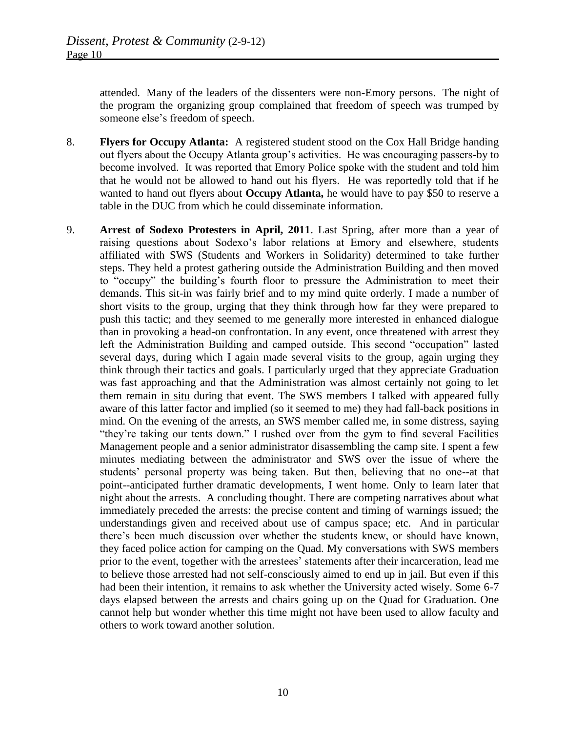attended. Many of the leaders of the dissenters were non-Emory persons. The night of the program the organizing group complained that freedom of speech was trumped by someone else's freedom of speech.

8. **Flyers for Occupy Atlanta:** A registered student stood on the Cox Hall Bridge handing out flyers about the Occupy Atlanta group's activities. He was encouraging passers-by to become involved. It was reported that Emory Police spoke with the student and told him that he would not be allowed to hand out his flyers. He was reportedly told that if he wanted to hand out flyers about **Occupy Atlanta,** he would have to pay $50 to reserve a table in the DUC from which he could disseminate information.

9. **Arrest of Sodexo Protesters in April, 2011**. Last Spring, after more than a year of raising questions about Sodexo's labor relations at Emory and elsewhere, students affiliated with SWS (Students and Workers in Solidarity) determined to take further steps. They held a protest gathering outside the Administration Building and then moved to "occupy" the building's fourth floor to pressure the Administration to meet their demands. This sit-in was fairly brief and to my mind quite orderly. I made a number of short visits to the group, urging that they think through how far they were prepared to push this tactic; and they seemed to me generally more interested in enhanced dialogue than in provoking a head-on confrontation. In any event, once threatened with arrest they left the Administration Building and camped outside. This second "occupation" lasted several days, during which I again made several visits to the group, again urging they think through their tactics and goals. I particularly urged that they appreciate Graduation was fast approaching and that the Administration was almost certainly not going to let them remain in situ during that event. The SWS members I talked with appeared fully aware of this latter factor and implied (so it seemed to me) they had fall-back positions in mind. On the evening of the arrests, an SWS member called me, in some distress, saying "they're taking our tents down." I rushed over from the gym to find several Facilities Management people and a senior administrator disassembling the camp site. I spent a few minutes mediating between the administrator and SWS over the issue of where the students' personal property was being taken. But then, believing that no one--at that point--anticipated further dramatic developments, I went home. Only to learn later that night about the arrests. A concluding thought. There are competing narratives about what immediately preceded the arrests: the precise content and timing of warnings issued; the understandings given and received about use of campus space; etc. And in particular there's been much discussion over whether the students knew, or should have known, they faced police action for camping on the Quad. My conversations with SWS members prior to the event, together with the arrestees' statements after their incarceration, lead me to believe those arrested had not self-consciously aimed to end up in jail. But even if this had been their intention, it remains to ask whether the University acted wisely. Some 6-7 days elapsed between the arrests and chairs going up on the Quad for Graduation. One cannot help but wonder whether this time might not have been used to allow faculty and others to work toward another solution.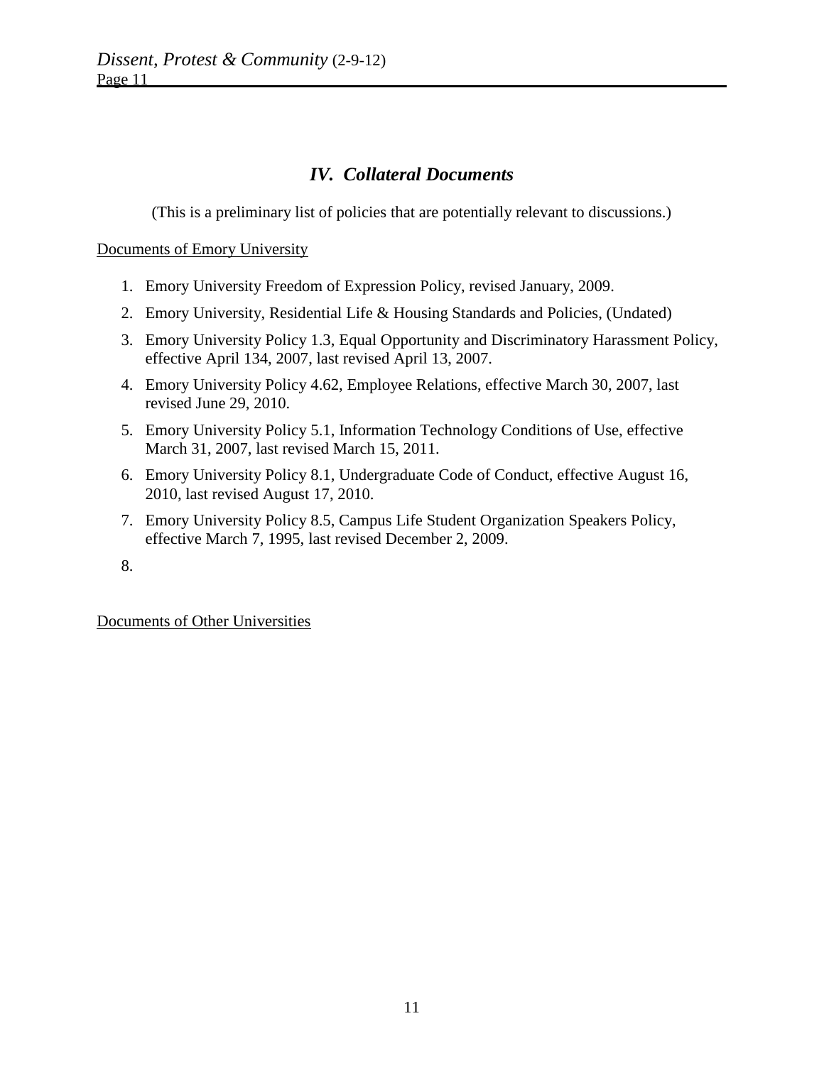## *IV. Collateral Documents*

(This is a preliminary list of policies that are potentially relevant to discussions.)

Documents of Emory University

1. Emory University Freedom of Expression Policy, revised January, 2009.
2. Emory University, Residential Life & Housing Standards and Policies, (Undated)
3. Emory University Policy 1.3, Equal Opportunity and Discriminatory Harassment Policy, effective April 134, 2007, last revised April 13, 2007.
4. Emory University Policy 4.62, Employee Relations, effective March 30, 2007, last revised June 29, 2010.
5. Emory University Policy 5.1, Information Technology Conditions of Use, effective March 31, 2007, last revised March 15, 2011.
6. Emory University Policy 8.1, Undergraduate Code of Conduct, effective August 16, 2010, last revised August 17, 2010.
7. Emory University Policy 8.5, Campus Life Student Organization Speakers Policy, effective March 7, 1995, last revised December 2, 2009.
8.

Documents of Other Universities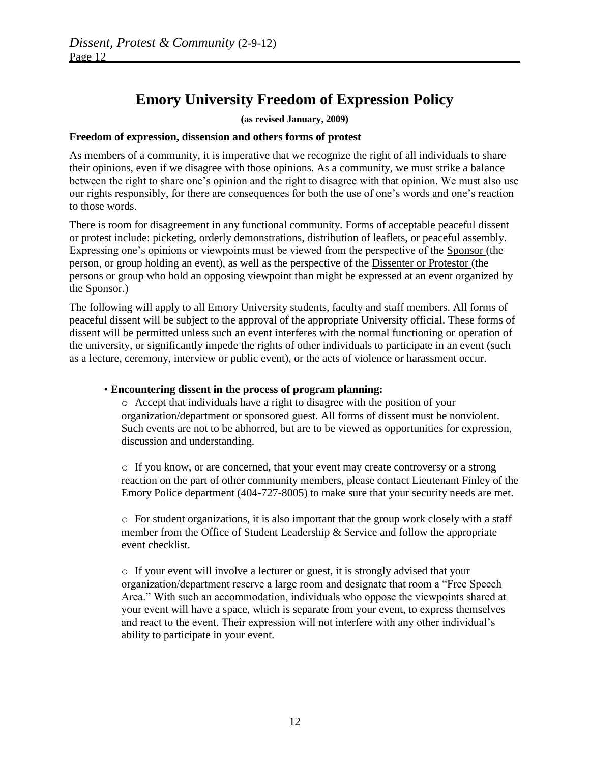# Emory University Freedom of Expression Policy

**(as revised January, 2009)**

**Freedom of expression, dissension and others forms of protest**

As members of a community, it is imperative that we recognize the right of all individuals to share their opinions, even if we disagree with those opinions. As a community, we must strike a balance between the right to share one's opinion and the right to disagree with that opinion. We must also use our rights responsibly, for there are consequences for both the use of one's words and one's reaction to those words.

There is room for disagreement in any functional community. Forms of acceptable peaceful dissent or protest include: picketing, orderly demonstrations, distribution of leaflets, or peaceful assembly. Expressing one's opinions or viewpoints must be viewed from the perspective of the Sponsor (the person, or group holding an event), as well as the perspective of the Dissenter or Protestor (the persons or group who hold an opposing viewpoint than might be expressed at an event organized by the Sponsor.)

The following will apply to all Emory University students, faculty and staff members. All forms of peaceful dissent will be subject to the approval of the appropriate University official. These forms of dissent will be permitted unless such an event interferes with the normal functioning or operation of the university, or significantly impede the rights of other individuals to participate in an event (such as a lecture, ceremony, interview or public event), or the acts of violence or harassment occur.

- **Encountering dissent in the process of program planning:**
  - Accept that individuals have a right to disagree with the position of your organization/department or sponsored guest. All forms of dissent must be nonviolent. Such events are not to be abhorred, but are to be viewed as opportunities for expression, discussion and understanding.
  - If you know, or are concerned, that your event may create controversy or a strong reaction on the part of other community members, please contact Lieutenant Finley of the Emory Police department (404-727-8005) to make sure that your security needs are met.
  - For student organizations, it is also important that the group work closely with a staff member from the Office of Student Leadership & Service and follow the appropriate event checklist.
  - If your event will involve a lecturer or guest, it is strongly advised that your organization/department reserve a large room and designate that room a "Free Speech Area." With such an accommodation, individuals who oppose the viewpoints shared at your event will have a space, which is separate from your event, to express themselves and react to the event. Their expression will not interfere with any other individual's ability to participate in your event.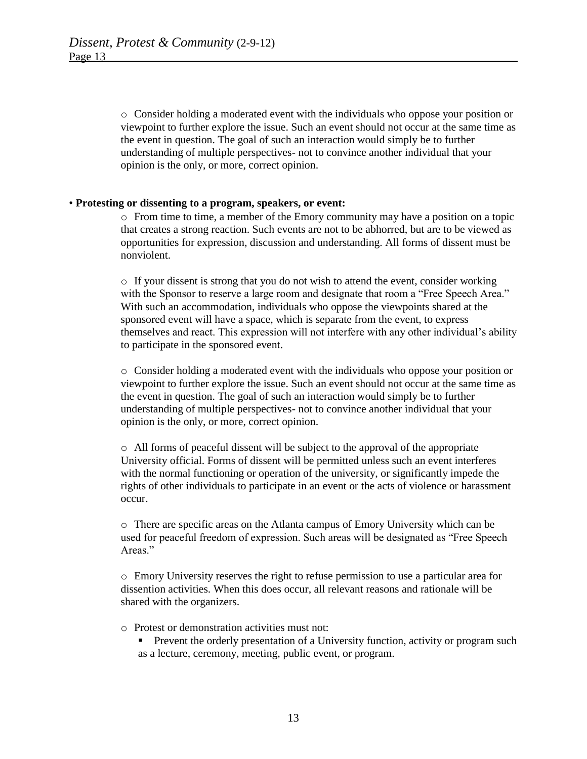- Consider holding a moderated event with the individuals who oppose your position or viewpoint to further explore the issue. Such an event should not occur at the same time as the event in question. The goal of such an interaction would simply be to further understanding of multiple perspectives- not to convince another individual that your opinion is the only, or more, correct opinion.

- **Protesting or dissenting to a program, speakers, or event:**
  - From time to time, a member of the Emory community may have a position on a topic that creates a strong reaction. Such events are not to be abhorred, but are to be viewed as opportunities for expression, discussion and understanding. All forms of dissent must be nonviolent.

  - If your dissent is strong that you do not wish to attend the event, consider working with the Sponsor to reserve a large room and designate that room a "Free Speech Area." With such an accommodation, individuals who oppose the viewpoints shared at the sponsored event will have a space, which is separate from the event, to express themselves and react. This expression will not interfere with any other individual's ability to participate in the sponsored event.

  - Consider holding a moderated event with the individuals who oppose your position or viewpoint to further explore the issue. Such an event should not occur at the same time as the event in question. The goal of such an interaction would simply be to further understanding of multiple perspectives- not to convince another individual that your opinion is the only, or more, correct opinion.

  - All forms of peaceful dissent will be subject to the approval of the appropriate University official. Forms of dissent will be permitted unless such an event interferes with the normal functioning or operation of the university, or significantly impede the rights of other individuals to participate in an event or the acts of violence or harassment occur.

  - There are specific areas on the Atlanta campus of Emory University which can be used for peaceful freedom of expression. Such areas will be designated as "Free Speech Areas."

  - Emory University reserves the right to refuse permission to use a particular area for dissention activities. When this does occur, all relevant reasons and rationale will be shared with the organizers.

  - Protest or demonstration activities must not:
    - Prevent the orderly presentation of a University function, activity or program such as a lecture, ceremony, meeting, public event, or program.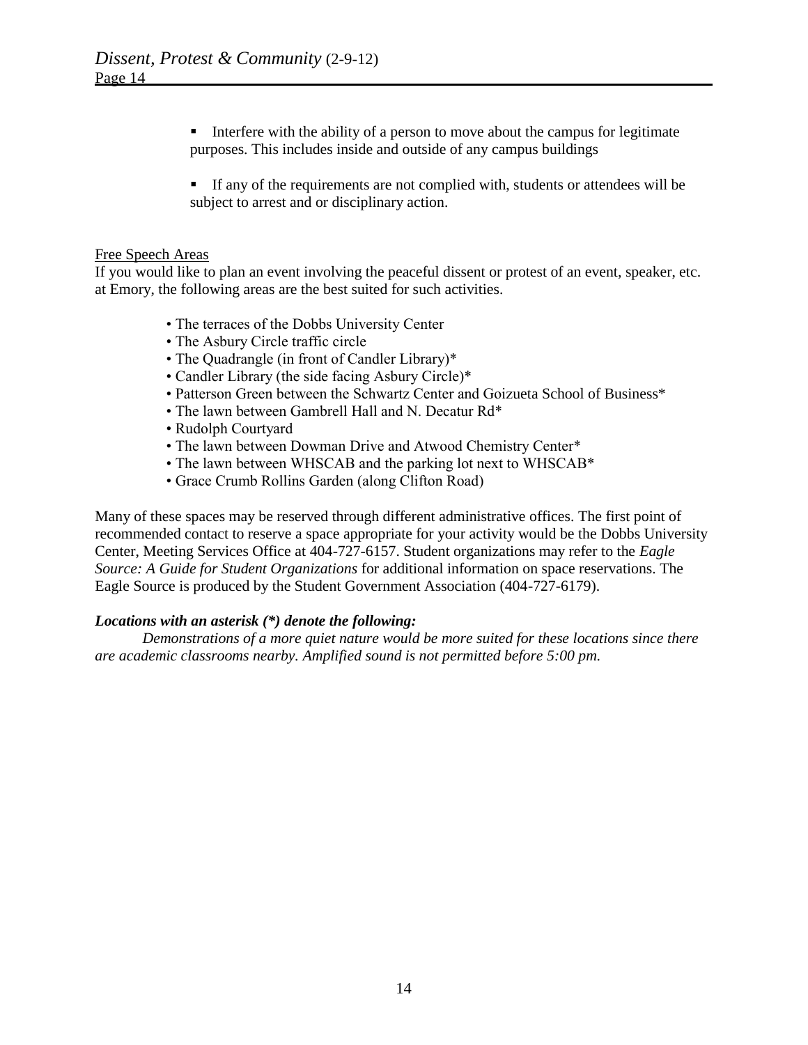- Interfere with the ability of a person to move about the campus for legitimate purposes. This includes inside and outside of any campus buildings

- If any of the requirements are not complied with, students or attendees will be subject to arrest and or disciplinary action.

## Free Speech Areas

If you would like to plan an event involving the peaceful dissent or protest of an event, speaker, etc. at Emory, the following areas are the best suited for such activities.

- The terraces of the Dobbs University Center
- The Asbury Circle traffic circle
- The Quadrangle (in front of Candler Library)*
- Candler Library (the side facing Asbury Circle)*
- Patterson Green between the Schwartz Center and Goizueta School of Business*
- The lawn between Gambrell Hall and N. Decatur Rd*
- Rudolph Courtyard
- The lawn between Dowman Drive and Atwood Chemistry Center*
- The lawn between WHSCAB and the parking lot next to WHSCAB*
- Grace Crumb Rollins Garden (along Clifton Road)

Many of these spaces may be reserved through different administrative offices. The first point of recommended contact to reserve a space appropriate for your activity would be the Dobbs University Center, Meeting Services Office at 404-727-6157. Student organizations may refer to the *Eagle Source: A Guide for Student Organizations* for additional information on space reservations. The Eagle Source is produced by the Student Government Association (404-727-6179).

***Locations with an asterisk (*) denote the following:***

*Demonstrations of a more quiet nature would be more suited for these locations since there are academic classrooms nearby. Amplified sound is not permitted before 5:00 pm.*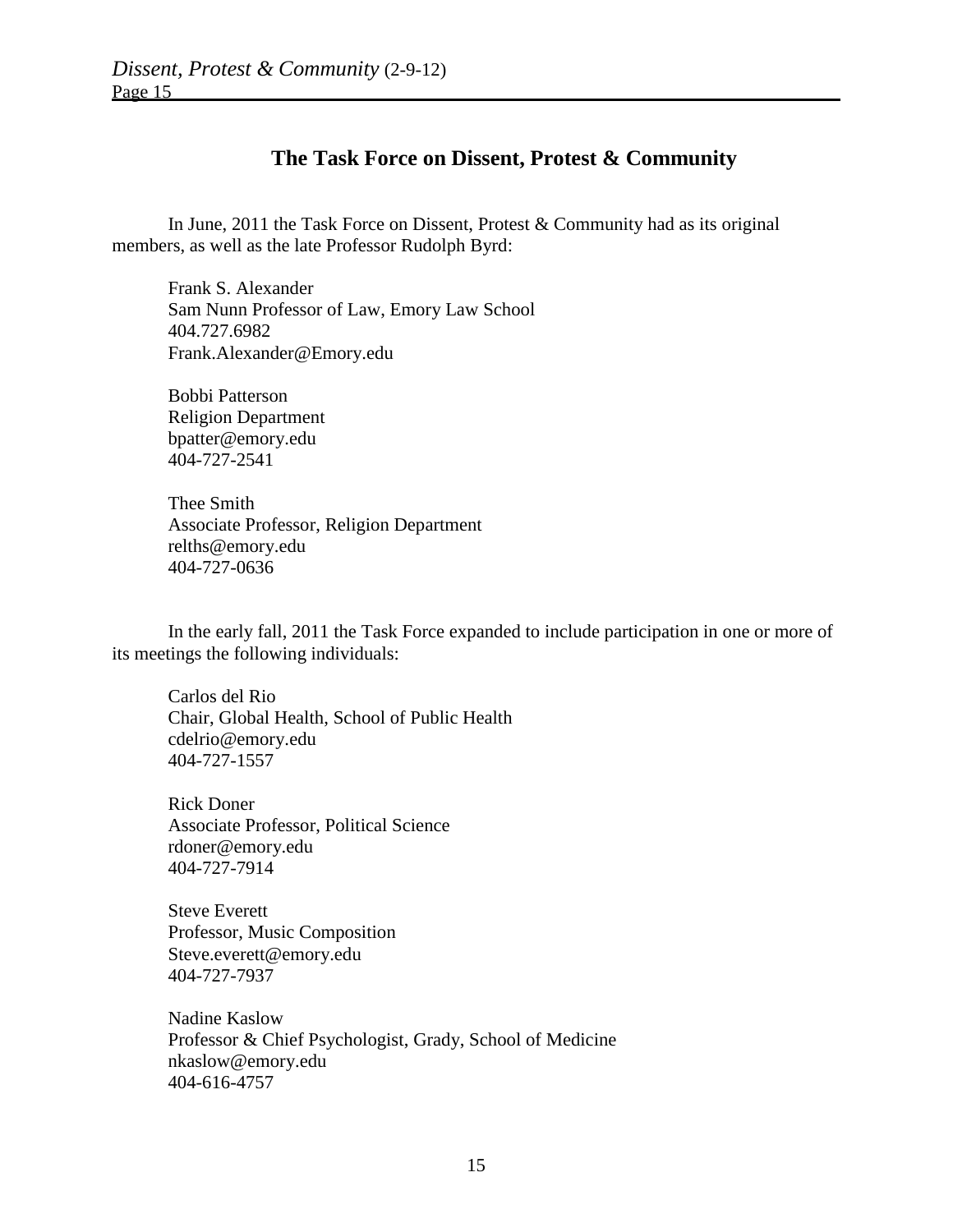## The Task Force on Dissent, Protest & Community

In June, 2011 the Task Force on Dissent, Protest & Community had as its original members, as well as the late Professor Rudolph Byrd:

Frank S. Alexander
Sam Nunn Professor of Law, Emory Law School
404.727.6982
Frank.Alexander@Emory.edu

Bobbi Patterson
Religion Department
bpatter@emory.edu
404-727-2541

Thee Smith
Associate Professor, Religion Department
relths@emory.edu
404-727-0636

In the early fall, 2011 the Task Force expanded to include participation in one or more of its meetings the following individuals:

Carlos del Rio
Chair, Global Health, School of Public Health
cdelrio@emory.edu
404-727-1557

Rick Doner
Associate Professor, Political Science
rdoner@emory.edu
404-727-7914

Steve Everett
Professor, Music Composition
Steve.everett@emory.edu
404-727-7937

Nadine Kaslow
Professor & Chief Psychologist, Grady, School of Medicine
nkaslow@emory.edu
404-616-4757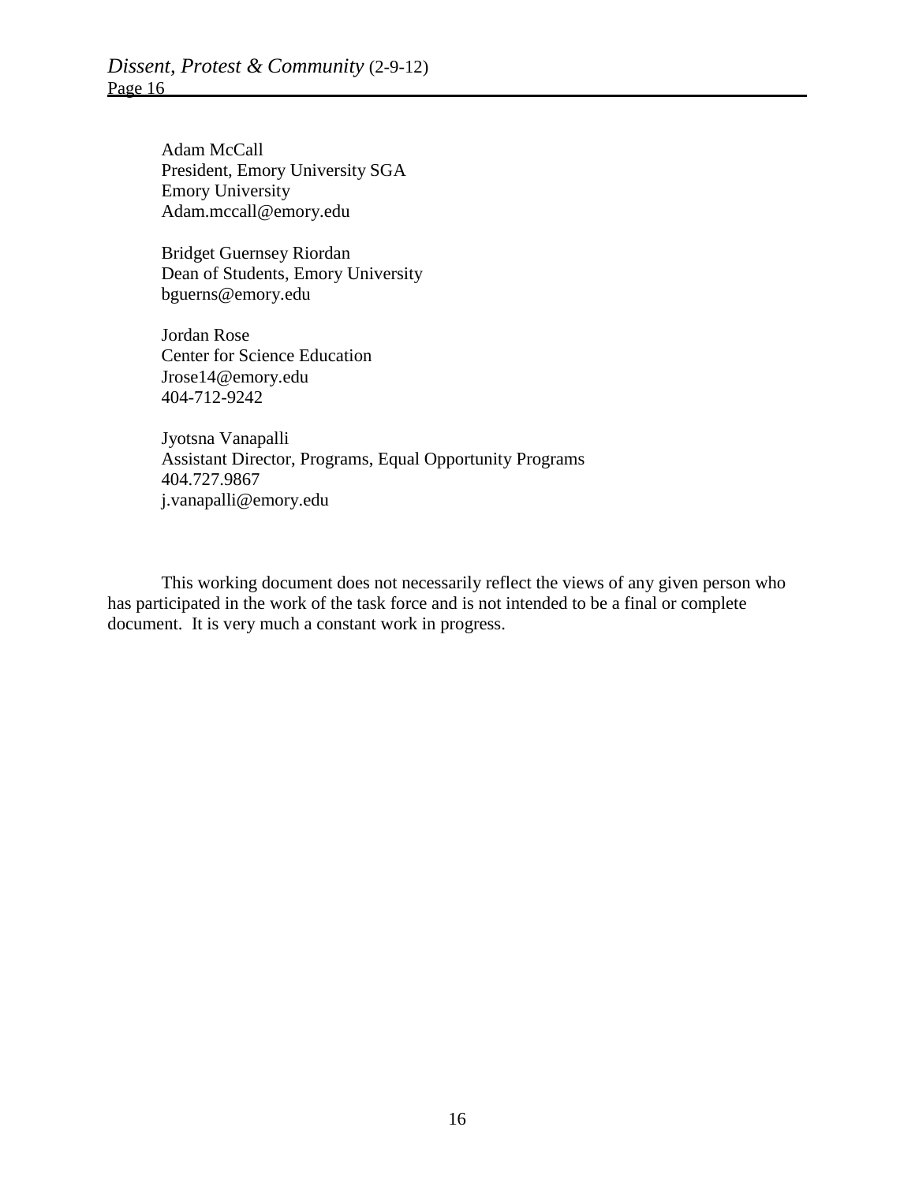Adam McCall
President, Emory University SGA
Emory University
Adam.mccall@emory.edu

Bridget Guernsey Riordan
Dean of Students, Emory University
bguerns@emory.edu

Jordan Rose
Center for Science Education
Jrose14@emory.edu
404-712-9242

Jyotsna Vanapalli
Assistant Director, Programs, Equal Opportunity Programs
404.727.9867
j.vanapalli@emory.edu

This working document does not necessarily reflect the views of any given person who has participated in the work of the task force and is not intended to be a final or complete document. It is very much a constant work in progress.